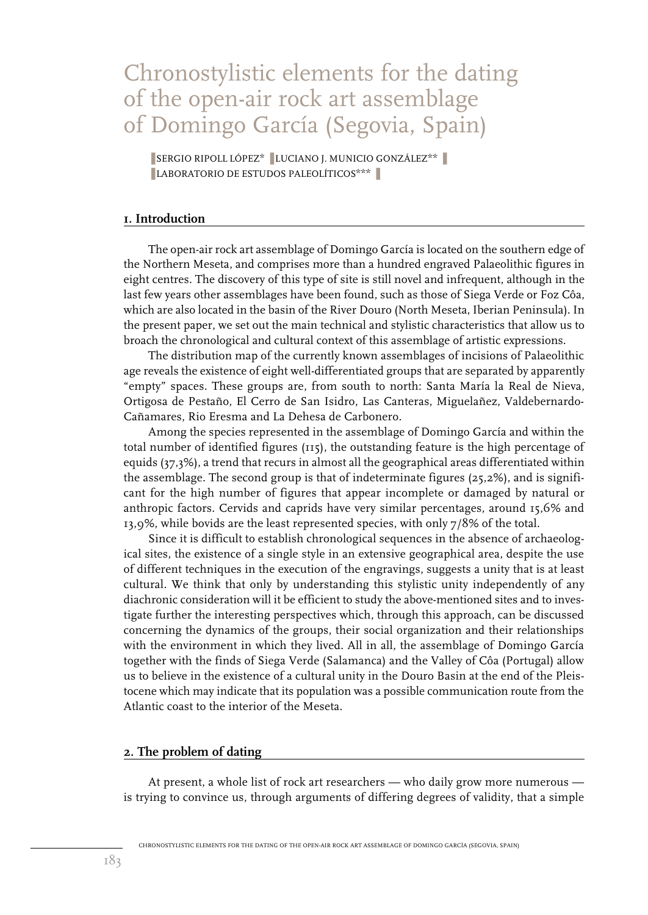# Chronostylistic elements for the dating of the open-air rock art assemblage of Domingo García (Segovia, Spain)

SERGIO RIPOLL LÓPEZ* LUCIANO J. MUNICIO GONZÁLEZ**
LABORATORIO DE ESTUDOS PALEOLÍTICOS***

## 1. Introduction

The open-air rock art assemblage of Domingo García is located on the southern edge of the Northern Meseta, and comprises more than a hundred engraved Palaeolithic figures in eight centres. The discovery of this type of site is still novel and infrequent, although in the last few years other assemblages have been found, such as those of Siega Verde or Foz Côa, which are also located in the basin of the River Douro (North Meseta, Iberian Peninsula). In the present paper, we set out the main technical and stylistic characteristics that allow us to broach the chronological and cultural context of this assemblage of artistic expressions.

The distribution map of the currently known assemblages of incisions of Palaeolithic age reveals the existence of eight well-differentiated groups that are separated by apparently "empty" spaces. These groups are, from south to north: Santa María la Real de Nieva, Ortigosa de Pestaño, El Cerro de San Isidro, Las Canteras, Miguelañez, Valdebernardo-Cañamares, Rio Eresma and La Dehesa de Carbonero.

Among the species represented in the assemblage of Domingo García and within the total number of identified figures (115), the outstanding feature is the high percentage of equids (37,3%), a trend that recurs in almost all the geographical areas differentiated within the assemblage. The second group is that of indeterminate figures (25,2%), and is significant for the high number of figures that appear incomplete or damaged by natural or anthropic factors. Cervids and caprids have very similar percentages, around 15,6% and 13,9%, while bovids are the least represented species, with only 7/8% of the total.

Since it is difficult to establish chronological sequences in the absence of archaeological sites, the existence of a single style in an extensive geographical area, despite the use of different techniques in the execution of the engravings, suggests a unity that is at least cultural. We think that only by understanding this stylistic unity independently of any diachronic consideration will it be efficient to study the above-mentioned sites and to investigate further the interesting perspectives which, through this approach, can be discussed concerning the dynamics of the groups, their social organization and their relationships with the environment in which they lived. All in all, the assemblage of Domingo García together with the finds of Siega Verde (Salamanca) and the Valley of Côa (Portugal) allow us to believe in the existence of a cultural unity in the Douro Basin at the end of the Pleistocene which may indicate that its population was a possible communication route from the Atlantic coast to the interior of the Meseta.

## 2. The problem of dating

At present, a whole list of rock art researchers — who daily grow more numerous — is trying to convince us, through arguments of differing degrees of validity, that a simple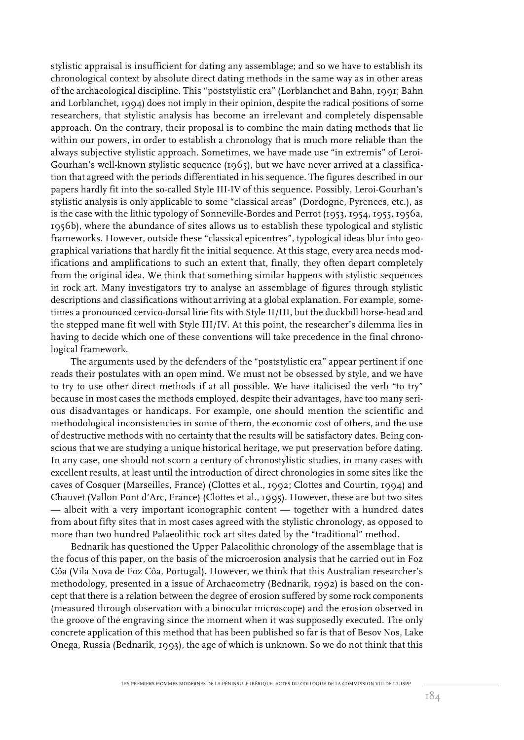stylistic appraisal is insufficient for dating any assemblage; and so we have to establish its chronological context by absolute direct dating methods in the same way as in other areas of the archaeological discipline. This "poststylistic era" (Lorblanchet and Bahn, 1991; Bahn and Lorblanchet, 1994) does not imply in their opinion, despite the radical positions of some researchers, that stylistic analysis has become an irrelevant and completely dispensable approach. On the contrary, their proposal is to combine the main dating methods that lie within our powers, in order to establish a chronology that is much more reliable than the always subjective stylistic approach. Sometimes, we have made use "in extremis" of Leroi-Gourhan's well-known stylistic sequence (1965), but we have never arrived at a classification that agreed with the periods differentiated in his sequence. The figures described in our papers hardly fit into the so-called Style III-IV of this sequence. Possibly, Leroi-Gourhan's stylistic analysis is only applicable to some "classical areas" (Dordogne, Pyrenees, etc.), as is the case with the lithic typology of Sonneville-Bordes and Perrot (1953, 1954, 1955, 1956a, 1956b), where the abundance of sites allows us to establish these typological and stylistic frameworks. However, outside these "classical epicentres", typological ideas blur into geographical variations that hardly fit the initial sequence. At this stage, every area needs modifications and amplifications to such an extent that, finally, they often depart completely from the original idea. We think that something similar happens with stylistic sequences in rock art. Many investigators try to analyse an assemblage of figures through stylistic descriptions and classifications without arriving at a global explanation. For example, sometimes a pronounced cervico-dorsal line fits with Style II/III, but the duckbill horse-head and the stepped mane fit well with Style III/IV. At this point, the researcher's dilemma lies in having to decide which one of these conventions will take precedence in the final chronological framework.

The arguments used by the defenders of the "poststylistic era" appear pertinent if one reads their postulates with an open mind. We must not be obsessed by style, and we have to try to use other direct methods if at all possible. We have italicised the verb "to try" because in most cases the methods employed, despite their advantages, have too many serious disadvantages or handicaps. For example, one should mention the scientific and methodological inconsistencies in some of them, the economic cost of others, and the use of destructive methods with no certainty that the results will be satisfactory dates. Being conscious that we are studying a unique historical heritage, we put preservation before dating. In any case, one should not scorn a century of chronostylistic studies, in many cases with excellent results, at least until the introduction of direct chronologies in some sites like the caves of Cosquer (Marseilles, France) (Clottes et al., 1992; Clottes and Courtin, 1994) and Chauvet (Vallon Pont d'Arc, France) (Clottes et al., 1995). However, these are but two sites — albeit with a very important iconographic content — together with a hundred dates from about fifty sites that in most cases agreed with the stylistic chronology, as opposed to more than two hundred Palaeolithic rock art sites dated by the "traditional" method.

Bednarik has questioned the Upper Palaeolithic chronology of the assemblage that is the focus of this paper, on the basis of the microerosion analysis that he carried out in Foz Côa (Vila Nova de Foz Côa, Portugal). However, we think that this Australian researcher's methodology, presented in a issue of Archaeometry (Bednarik, 1992) is based on the concept that there is a relation between the degree of erosion suffered by some rock components (measured through observation with a binocular microscope) and the erosion observed in the groove of the engraving since the moment when it was supposedly executed. The only concrete application of this method that has been published so far is that of Besov Nos, Lake Onega, Russia (Bednarik, 1993), the age of which is unknown. So we do not think that this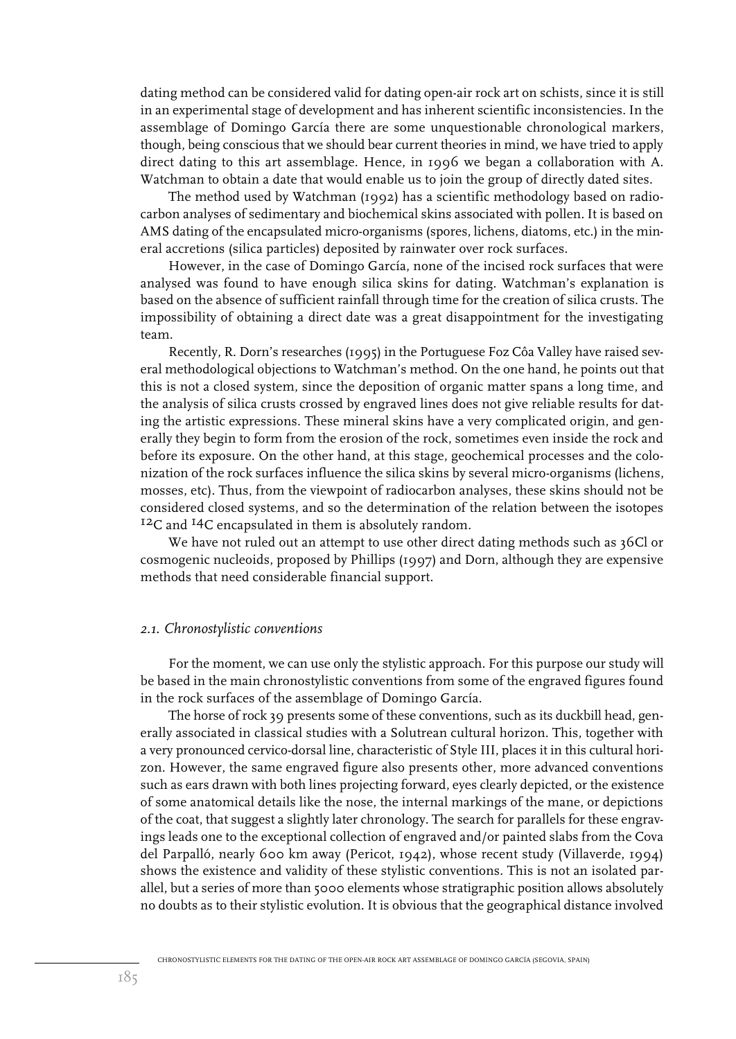dating method can be considered valid for dating open-air rock art on schists, since it is still in an experimental stage of development and has inherent scientific inconsistencies. In the assemblage of Domingo García there are some unquestionable chronological markers, though, being conscious that we should bear current theories in mind, we have tried to apply direct dating to this art assemblage. Hence, in 1996 we began a collaboration with A. Watchman to obtain a date that would enable us to join the group of directly dated sites.

The method used by Watchman (1992) has a scientific methodology based on radiocarbon analyses of sedimentary and biochemical skins associated with pollen. It is based on AMS dating of the encapsulated micro-organisms (spores, lichens, diatoms, etc.) in the mineral accretions (silica particles) deposited by rainwater over rock surfaces.

However, in the case of Domingo García, none of the incised rock surfaces that were analysed was found to have enough silica skins for dating. Watchman's explanation is based on the absence of sufficient rainfall through time for the creation of silica crusts. The impossibility of obtaining a direct date was a great disappointment for the investigating team.

Recently, R. Dorn's researches (1995) in the Portuguese Foz Côa Valley have raised several methodological objections to Watchman's method. On the one hand, he points out that this is not a closed system, since the deposition of organic matter spans a long time, and the analysis of silica crusts crossed by engraved lines does not give reliable results for dating the artistic expressions. These mineral skins have a very complicated origin, and generally they begin to form from the erosion of the rock, sometimes even inside the rock and before its exposure. On the other hand, at this stage, geochemical processes and the colonization of the rock surfaces influence the silica skins by several micro-organisms (lichens, mosses, etc). Thus, from the viewpoint of radiocarbon analyses, these skins should not be considered closed systems, and so the determination of the relation between the isotopes $^{12}C$ and $^{14}C$ encapsulated in them is absolutely random.

We have not ruled out an attempt to use other direct dating methods such as 36Cl or cosmogenic nucleoids, proposed by Phillips (1997) and Dorn, although they are expensive methods that need considerable financial support.

### *2.1. Chronostylistic conventions*

For the moment, we can use only the stylistic approach. For this purpose our study will be based in the main chronostylistic conventions from some of the engraved figures found in the rock surfaces of the assemblage of Domingo García.

The horse of rock 39 presents some of these conventions, such as its duckbill head, generally associated in classical studies with a Solutrean cultural horizon. This, together with a very pronounced cervico-dorsal line, characteristic of Style III, places it in this cultural horizon. However, the same engraved figure also presents other, more advanced conventions such as ears drawn with both lines projecting forward, eyes clearly depicted, or the existence of some anatomical details like the nose, the internal markings of the mane, or depictions of the coat, that suggest a slightly later chronology. The search for parallels for these engravings leads one to the exceptional collection of engraved and/or painted slabs from the Cova del Parpalló, nearly 600 km away (Pericot, 1942), whose recent study (Villaverde, 1994) shows the existence and validity of these stylistic conventions. This is not an isolated parallel, but a series of more than 5000 elements whose stratigraphic position allows absolutely no doubts as to their stylistic evolution. It is obvious that the geographical distance involved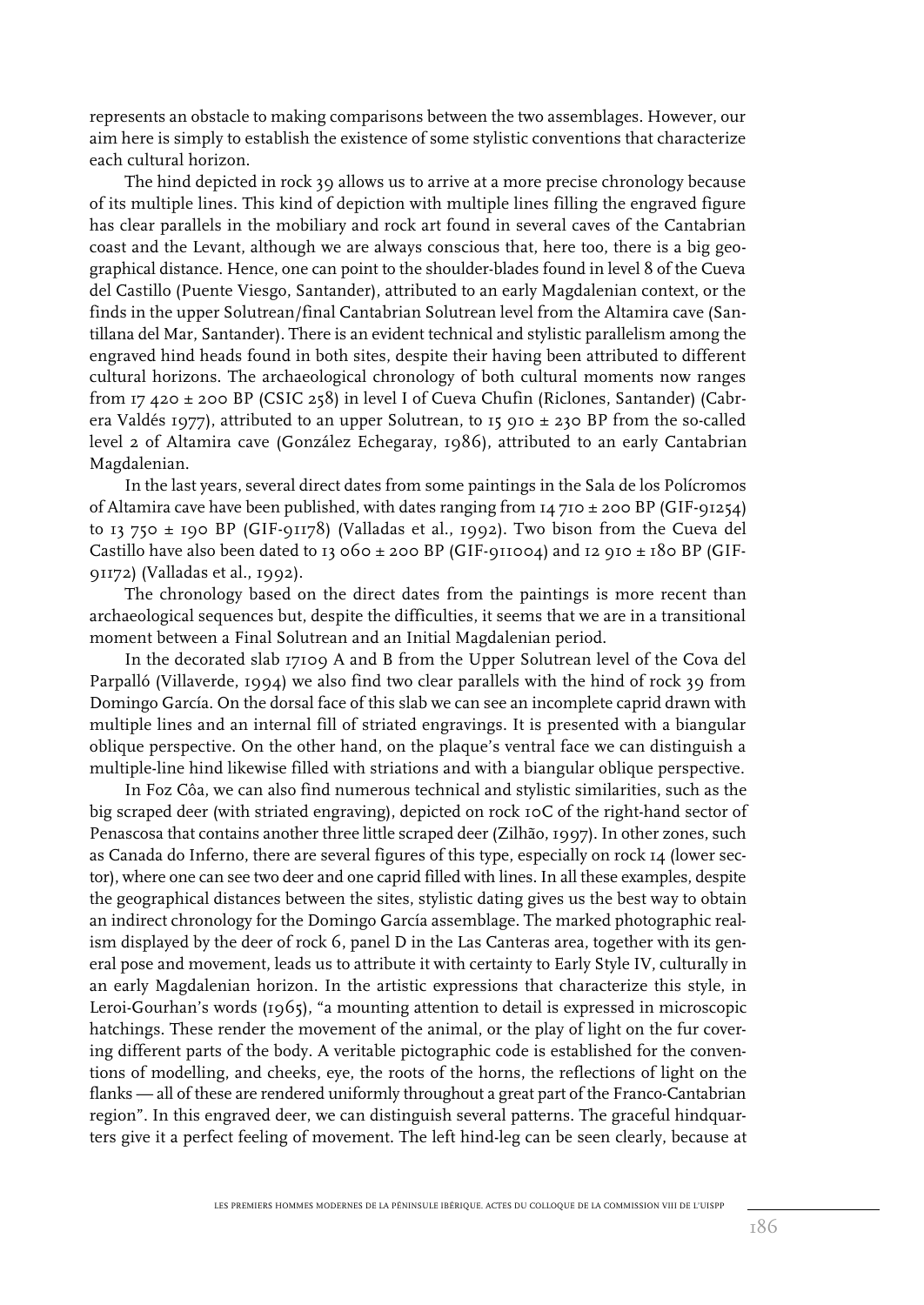represents an obstacle to making comparisons between the two assemblages. However, our aim here is simply to establish the existence of some stylistic conventions that characterize each cultural horizon.

The hind depicted in rock 39 allows us to arrive at a more precise chronology because of its multiple lines. This kind of depiction with multiple lines filling the engraved figure has clear parallels in the mobiliary and rock art found in several caves of the Cantabrian coast and the Levant, although we are always conscious that, here too, there is a big geographical distance. Hence, one can point to the shoulder-blades found in level 8 of the Cueva del Castillo (Puente Viesgo, Santander), attributed to an early Magdalenian context, or the finds in the upper Solutrean/final Cantabrian Solutrean level from the Altamira cave (Santillana del Mar, Santander). There is an evident technical and stylistic parallelism among the engraved hind heads found in both sites, despite their having been attributed to different cultural horizons. The archaeological chronology of both cultural moments now ranges from 17 420 ± 200 BP (CSIC 258) in level I of Cueva Chufin (Riclones, Santander) (Cabrera Valdés 1977), attributed to an upper Solutrean, to 15 910 ± 230 BP from the so-called level 2 of Altamira cave (González Echegaray, 1986), attributed to an early Cantabrian Magdalenian.

In the last years, several direct dates from some paintings in the Sala de los Polícromos of Altamira cave have been published, with dates ranging from 14 710 ± 200 BP (GIF-91254) to 13 750 ± 190 BP (GIF-91178) (Valladas et al., 1992). Two bison from the Cueva del Castillo have also been dated to 13 060 ± 200 BP (GIF-911004) and 12 910 ± 180 BP (GIF-91172) (Valladas et al., 1992).

The chronology based on the direct dates from the paintings is more recent than archaeological sequences but, despite the difficulties, it seems that we are in a transitional moment between a Final Solutrean and an Initial Magdalenian period.

In the decorated slab 17109 A and B from the Upper Solutrean level of the Cova del Parpalló (Villaverde, 1994) we also find two clear parallels with the hind of rock 39 from Domingo García. On the dorsal face of this slab we can see an incomplete caprid drawn with multiple lines and an internal fill of striated engravings. It is presented with a biangular oblique perspective. On the other hand, on the plaque's ventral face we can distinguish a multiple-line hind likewise filled with striations and with a biangular oblique perspective.

In Foz Côa, we can also find numerous technical and stylistic similarities, such as the big scraped deer (with striated engraving), depicted on rock 10C of the right-hand sector of Penascosa that contains another three little scraped deer (Zilhão, 1997). In other zones, such as Canada do Inferno, there are several figures of this type, especially on rock 14 (lower sector), where one can see two deer and one caprid filled with lines. In all these examples, despite the geographical distances between the sites, stylistic dating gives us the best way to obtain an indirect chronology for the Domingo García assemblage. The marked photographic realism displayed by the deer of rock 6, panel D in the Las Canteras area, together with its general pose and movement, leads us to attribute it with certainty to Early Style IV, culturally in an early Magdalenian horizon. In the artistic expressions that characterize this style, in Leroi-Gourhan's words (1965), "a mounting attention to detail is expressed in microscopic hatchings. These render the movement of the animal, or the play of light on the fur covering different parts of the body. A veritable pictographic code is established for the conventions of modelling, and cheeks, eye, the roots of the horns, the reflections of light on the flanks — all of these are rendered uniformly throughout a great part of the Franco-Cantabrian region". In this engraved deer, we can distinguish several patterns. The graceful hindquarters give it a perfect feeling of movement. The left hind-leg can be seen clearly, because at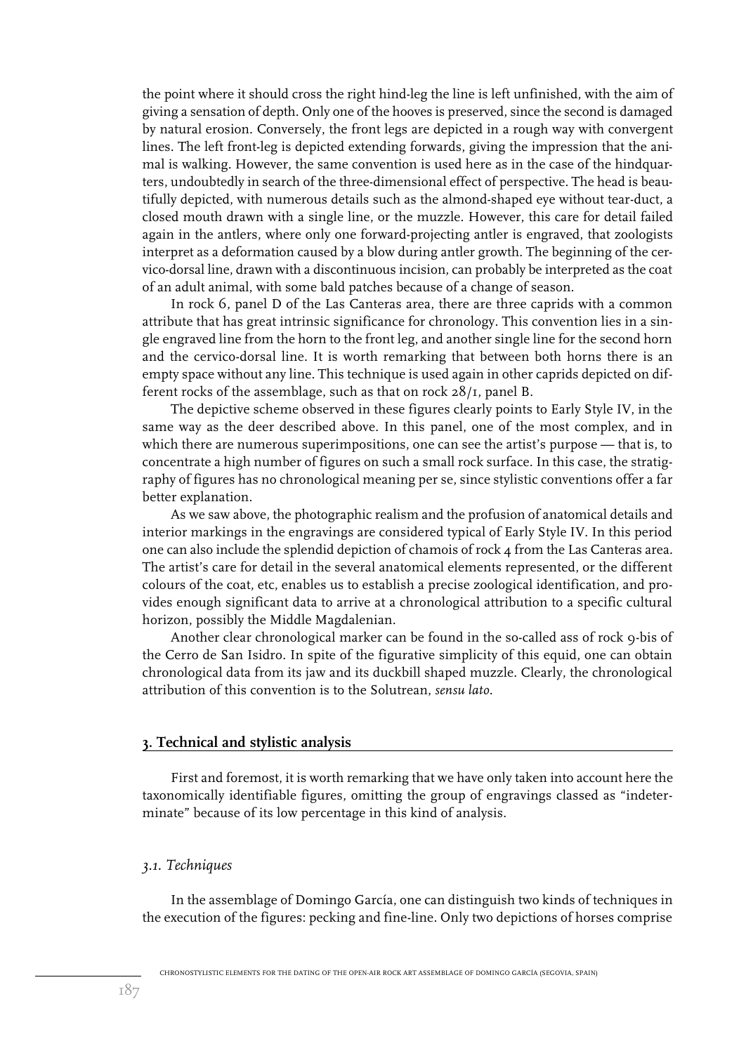the point where it should cross the right hind-leg the line is left unfinished, with the aim of giving a sensation of depth. Only one of the hooves is preserved, since the second is damaged by natural erosion. Conversely, the front legs are depicted in a rough way with convergent lines. The left front-leg is depicted extending forwards, giving the impression that the animal is walking. However, the same convention is used here as in the case of the hindquarters, undoubtedly in search of the three-dimensional effect of perspective. The head is beautifully depicted, with numerous details such as the almond-shaped eye without tear-duct, a closed mouth drawn with a single line, or the muzzle. However, this care for detail failed again in the antlers, where only one forward-projecting antler is engraved, that zoologists interpret as a deformation caused by a blow during antler growth. The beginning of the cervico-dorsal line, drawn with a discontinuous incision, can probably be interpreted as the coat of an adult animal, with some bald patches because of a change of season.

In rock 6, panel D of the Las Canteras area, there are three caprids with a common attribute that has great intrinsic significance for chronology. This convention lies in a single engraved line from the horn to the front leg, and another single line for the second horn and the cervico-dorsal line. It is worth remarking that between both horns there is an empty space without any line. This technique is used again in other caprids depicted on different rocks of the assemblage, such as that on rock 28/1, panel B.

The depictive scheme observed in these figures clearly points to Early Style IV, in the same way as the deer described above. In this panel, one of the most complex, and in which there are numerous superimpositions, one can see the artist's purpose — that is, to concentrate a high number of figures on such a small rock surface. In this case, the stratigraphy of figures has no chronological meaning per se, since stylistic conventions offer a far better explanation.

As we saw above, the photographic realism and the profusion of anatomical details and interior markings in the engravings are considered typical of Early Style IV. In this period one can also include the splendid depiction of chamois of rock 4 from the Las Canteras area. The artist's care for detail in the several anatomical elements represented, or the different colours of the coat, etc, enables us to establish a precise zoological identification, and provides enough significant data to arrive at a chronological attribution to a specific cultural horizon, possibly the Middle Magdalenian.

Another clear chronological marker can be found in the so-called ass of rock 9-bis of the Cerro de San Isidro. In spite of the figurative simplicity of this equid, one can obtain chronological data from its jaw and its duckbill shaped muzzle. Clearly, the chronological attribution of this convention is to the Solutrean, *sensu lato*.

## 3. Technical and stylistic analysis

First and foremost, it is worth remarking that we have only taken into account here the taxonomically identifiable figures, omitting the group of engravings classed as "indeterminate" because of its low percentage in this kind of analysis.

### *3.1. Techniques*

In the assemblage of Domingo García, one can distinguish two kinds of techniques in the execution of the figures: pecking and fine-line. Only two depictions of horses comprise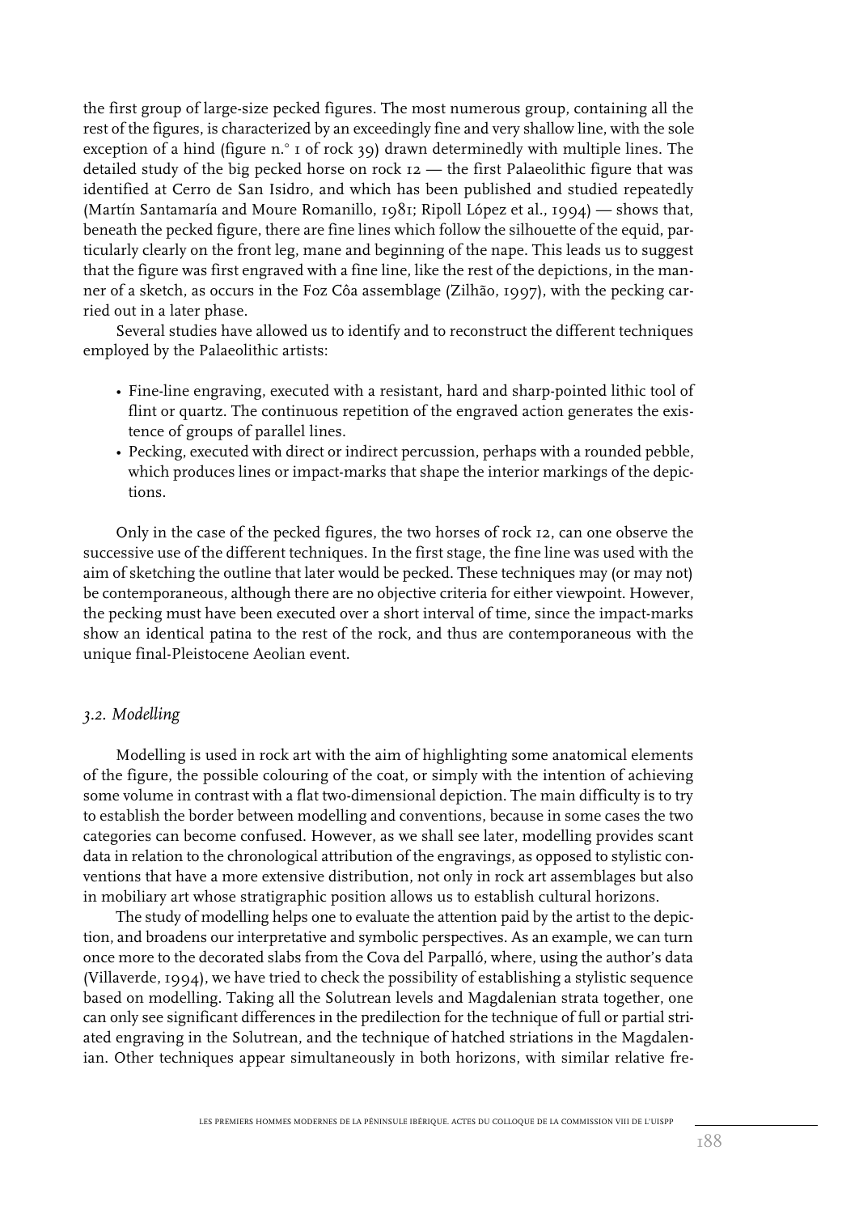the first group of large-size pecked figures. The most numerous group, containing all the rest of the figures, is characterized by an exceedingly fine and very shallow line, with the sole exception of a hind (figure n.° 1 of rock 39) drawn determinedly with multiple lines. The detailed study of the big pecked horse on rock 12 — the first Palaeolithic figure that was identified at Cerro de San Isidro, and which has been published and studied repeatedly (Martín Santamaría and Moure Romanillo, 1981; Ripoll López et al., 1994) — shows that, beneath the pecked figure, there are fine lines which follow the silhouette of the equid, particularly clearly on the front leg, mane and beginning of the nape. This leads us to suggest that the figure was first engraved with a fine line, like the rest of the depictions, in the manner of a sketch, as occurs in the Foz Côa assemblage (Zilhão, 1997), with the pecking carried out in a later phase.

Several studies have allowed us to identify and to reconstruct the different techniques employed by the Palaeolithic artists:

- Fine-line engraving, executed with a resistant, hard and sharp-pointed lithic tool of flint or quartz. The continuous repetition of the engraved action generates the existence of groups of parallel lines.
- Pecking, executed with direct or indirect percussion, perhaps with a rounded pebble, which produces lines or impact-marks that shape the interior markings of the depictions.

Only in the case of the pecked figures, the two horses of rock 12, can one observe the successive use of the different techniques. In the first stage, the fine line was used with the aim of sketching the outline that later would be pecked. These techniques may (or may not) be contemporaneous, although there are no objective criteria for either viewpoint. However, the pecking must have been executed over a short interval of time, since the impact-marks show an identical patina to the rest of the rock, and thus are contemporaneous with the unique final-Pleistocene Aeolian event.

### *3.2. Modelling*

Modelling is used in rock art with the aim of highlighting some anatomical elements of the figure, the possible colouring of the coat, or simply with the intention of achieving some volume in contrast with a flat two-dimensional depiction. The main difficulty is to try to establish the border between modelling and conventions, because in some cases the two categories can become confused. However, as we shall see later, modelling provides scant data in relation to the chronological attribution of the engravings, as opposed to stylistic conventions that have a more extensive distribution, not only in rock art assemblages but also in mobiliary art whose stratigraphic position allows us to establish cultural horizons.

The study of modelling helps one to evaluate the attention paid by the artist to the depiction, and broadens our interpretative and symbolic perspectives. As an example, we can turn once more to the decorated slabs from the Cova del Parpalló, where, using the author's data (Villaverde, 1994), we have tried to check the possibility of establishing a stylistic sequence based on modelling. Taking all the Solutrean levels and Magdalenian strata together, one can only see significant differences in the predilection for the technique of full or partial striated engraving in the Solutrean, and the technique of hatched striations in the Magdalenian. Other techniques appear simultaneously in both horizons, with similar relative fre-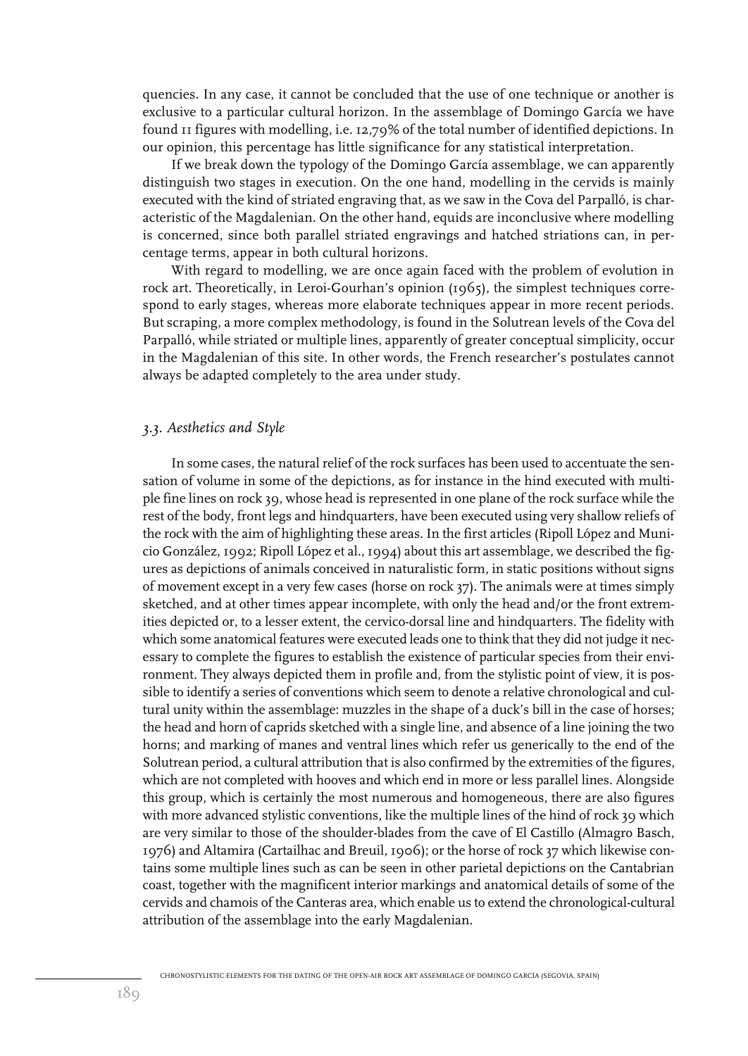quencies. In any case, it cannot be concluded that the use of one technique or another is exclusive to a particular cultural horizon. In the assemblage of Domingo García we have found 11 figures with modelling, i.e. 12,79% of the total number of identified depictions. In our opinion, this percentage has little significance for any statistical interpretation.

If we break down the typology of the Domingo García assemblage, we can apparently distinguish two stages in execution. On the one hand, modelling in the cervids is mainly executed with the kind of striated engraving that, as we saw in the Cova del Parpalló, is characteristic of the Magdalenian. On the other hand, equids are inconclusive where modelling is concerned, since both parallel striated engravings and hatched striations can, in percentage terms, appear in both cultural horizons.

With regard to modelling, we are once again faced with the problem of evolution in rock art. Theoretically, in Leroi-Gourhan's opinion (1965), the simplest techniques correspond to early stages, whereas more elaborate techniques appear in more recent periods. But scraping, a more complex methodology, is found in the Solutrean levels of the Cova del Parpalló, while striated or multiple lines, apparently of greater conceptual simplicity, occur in the Magdalenian of this site. In other words, the French researcher's postulates cannot always be adapted completely to the area under study.

### *3.3. Aesthetics and Style*

In some cases, the natural relief of the rock surfaces has been used to accentuate the sensation of volume in some of the depictions, as for instance in the hind executed with multiple fine lines on rock 39, whose head is represented in one plane of the rock surface while the rest of the body, front legs and hindquarters, have been executed using very shallow reliefs of the rock with the aim of highlighting these areas. In the first articles (Ripoll López and Municio González, 1992; Ripoll López et al., 1994) about this art assemblage, we described the figures as depictions of animals conceived in naturalistic form, in static positions without signs of movement except in a very few cases (horse on rock 37). The animals were at times simply sketched, and at other times appear incomplete, with only the head and/or the front extremities depicted or, to a lesser extent, the cervico-dorsal line and hindquarters. The fidelity with which some anatomical features were executed leads one to think that they did not judge it necessary to complete the figures to establish the existence of particular species from their environment. They always depicted them in profile and, from the stylistic point of view, it is possible to identify a series of conventions which seem to denote a relative chronological and cultural unity within the assemblage: muzzles in the shape of a duck's bill in the case of horses; the head and horn of caprids sketched with a single line, and absence of a line joining the two horns; and marking of manes and ventral lines which refer us generically to the end of the Solutrean period, a cultural attribution that is also confirmed by the extremities of the figures, which are not completed with hooves and which end in more or less parallel lines. Alongside this group, which is certainly the most numerous and homogeneous, there are also figures with more advanced stylistic conventions, like the multiple lines of the hind of rock 39 which are very similar to those of the shoulder-blades from the cave of El Castillo (Almagro Basch, 1976) and Altamira (Cartailhac and Breuil, 1906); or the horse of rock 37 which likewise contains some multiple lines such as can be seen in other parietal depictions on the Cantabrian coast, together with the magnificent interior markings and anatomical details of some of the cervids and chamois of the Canteras area, which enable us to extend the chronological-cultural attribution of the assemblage into the early Magdalenian.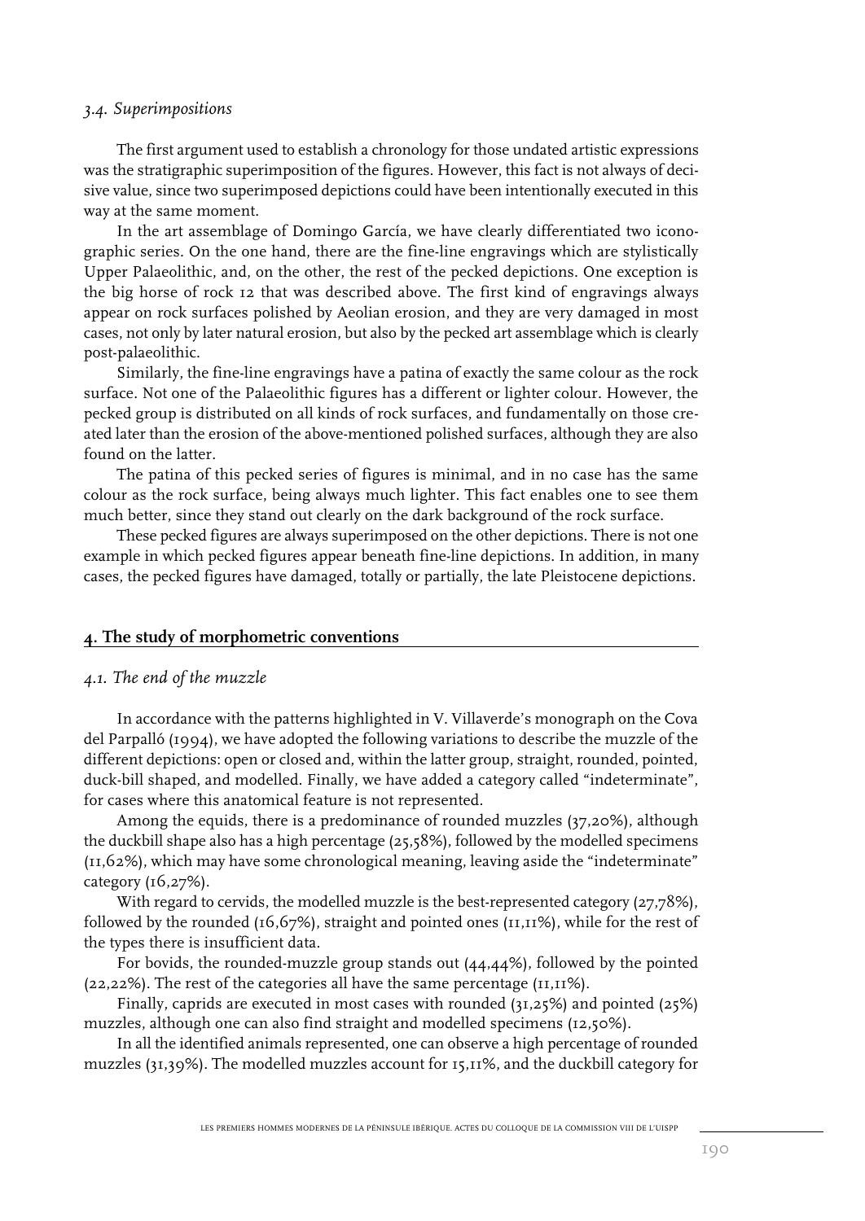### *3.4. Superimpositions*

The first argument used to establish a chronology for those undated artistic expressions was the stratigraphic superimposition of the figures. However, this fact is not always of decisive value, since two superimposed depictions could have been intentionally executed in this way at the same moment.

In the art assemblage of Domingo García, we have clearly differentiated two iconographic series. On the one hand, there are the fine-line engravings which are stylistically Upper Palaeolithic, and, on the other, the rest of the pecked depictions. One exception is the big horse of rock 12 that was described above. The first kind of engravings always appear on rock surfaces polished by Aeolian erosion, and they are very damaged in most cases, not only by later natural erosion, but also by the pecked art assemblage which is clearly post-palaeolithic.

Similarly, the fine-line engravings have a patina of exactly the same colour as the rock surface. Not one of the Palaeolithic figures has a different or lighter colour. However, the pecked group is distributed on all kinds of rock surfaces, and fundamentally on those created later than the erosion of the above-mentioned polished surfaces, although they are also found on the latter.

The patina of this pecked series of figures is minimal, and in no case has the same colour as the rock surface, being always much lighter. This fact enables one to see them much better, since they stand out clearly on the dark background of the rock surface.

These pecked figures are always superimposed on the other depictions. There is not one example in which pecked figures appear beneath fine-line depictions. In addition, in many cases, the pecked figures have damaged, totally or partially, the late Pleistocene depictions.

## 4. The study of morphometric conventions

### *4.1. The end of the muzzle*

In accordance with the patterns highlighted in V. Villaverde's monograph on the Cova del Parpalló (1994), we have adopted the following variations to describe the muzzle of the different depictions: open or closed and, within the latter group, straight, rounded, pointed, duck-bill shaped, and modelled. Finally, we have added a category called "indeterminate", for cases where this anatomical feature is not represented.

Among the equids, there is a predominance of rounded muzzles (37,20%), although the duckbill shape also has a high percentage (25,58%), followed by the modelled specimens (11,62%), which may have some chronological meaning, leaving aside the "indeterminate" category (16,27%).

With regard to cervids, the modelled muzzle is the best-represented category (27,78%), followed by the rounded (16,67%), straight and pointed ones (11,11%), while for the rest of the types there is insufficient data.

For bovids, the rounded-muzzle group stands out (44,44%), followed by the pointed (22,22%). The rest of the categories all have the same percentage (11,11%).

Finally, caprids are executed in most cases with rounded (31,25%) and pointed (25%) muzzles, although one can also find straight and modelled specimens (12,50%).

In all the identified animals represented, one can observe a high percentage of rounded muzzles (31,39%). The modelled muzzles account for 15,11%, and the duckbill category for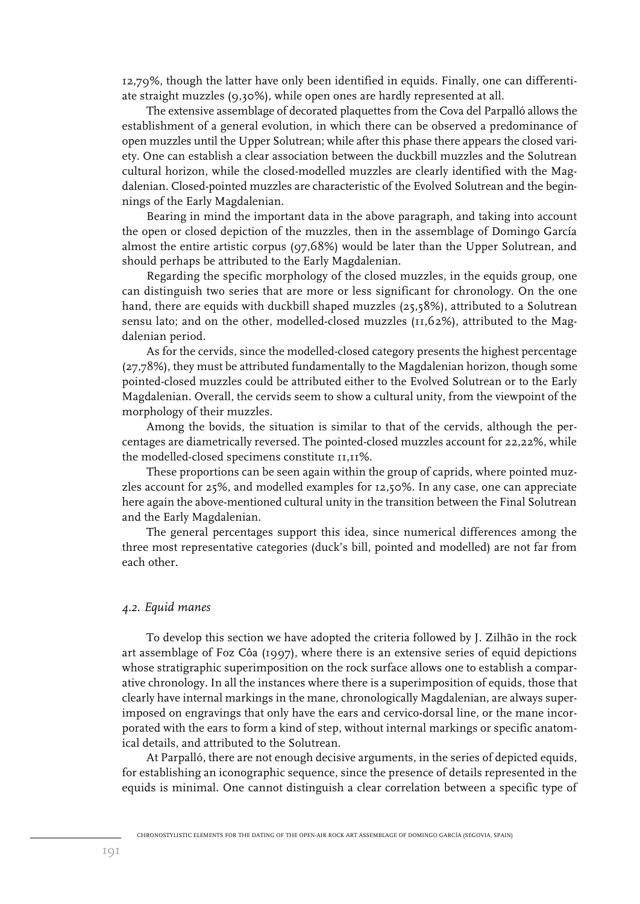12,79%, though the latter have only been identified in equids. Finally, one can differentiate straight muzzles (9,30%), while open ones are hardly represented at all.

The extensive assemblage of decorated plaquettes from the Cova del Parpalló allows the establishment of a general evolution, in which there can be observed a predominance of open muzzles until the Upper Solutrean; while after this phase there appears the closed variety. One can establish a clear association between the duckbill muzzles and the Solutrean cultural horizon, while the closed-modelled muzzles are clearly identified with the Magdalenian. Closed-pointed muzzles are characteristic of the Evolved Solutrean and the beginnings of the Early Magdalenian.

Bearing in mind the important data in the above paragraph, and taking into account the open or closed depiction of the muzzles, then in the assemblage of Domingo García almost the entire artistic corpus (97,68%) would be later than the Upper Solutrean, and should perhaps be attributed to the Early Magdalenian.

Regarding the specific morphology of the closed muzzles, in the equids group, one can distinguish two series that are more or less significant for chronology. On the one hand, there are equids with duckbill shaped muzzles (25,58%), attributed to a Solutrean sensu lato; and on the other, modelled-closed muzzles (11,62%), attributed to the Magdalenian period.

As for the cervids, since the modelled-closed category presents the highest percentage (27,78%), they must be attributed fundamentally to the Magdalenian horizon, though some pointed-closed muzzles could be attributed either to the Evolved Solutrean or to the Early Magdalenian. Overall, the cervids seem to show a cultural unity, from the viewpoint of the morphology of their muzzles.

Among the bovids, the situation is similar to that of the cervids, although the percentages are diametrically reversed. The pointed-closed muzzles account for 22,22%, while the modelled-closed specimens constitute 11,11%.

These proportions can be seen again within the group of caprids, where pointed muzzles account for 25%, and modelled examples for 12,50%. In any case, one can appreciate here again the above-mentioned cultural unity in the transition between the Final Solutrean and the Early Magdalenian.

The general percentages support this idea, since numerical differences among the three most representative categories (duck's bill, pointed and modelled) are not far from each other.

### *4.2. Equid manes*

To develop this section we have adopted the criteria followed by J. Zilhão in the rock art assemblage of Foz Côa (1997), where there is an extensive series of equid depictions whose stratigraphic superimposition on the rock surface allows one to establish a comparative chronology. In all the instances where there is a superimposition of equids, those that clearly have internal markings in the mane, chronologically Magdalenian, are always superimposed on engravings that only have the ears and cervico-dorsal line, or the mane incorporated with the ears to form a kind of step, without internal markings or specific anatomical details, and attributed to the Solutrean.

At Parpalló, there are not enough decisive arguments, in the series of depicted equids, for establishing an iconographic sequence, since the presence of details represented in the equids is minimal. One cannot distinguish a clear correlation between a specific type of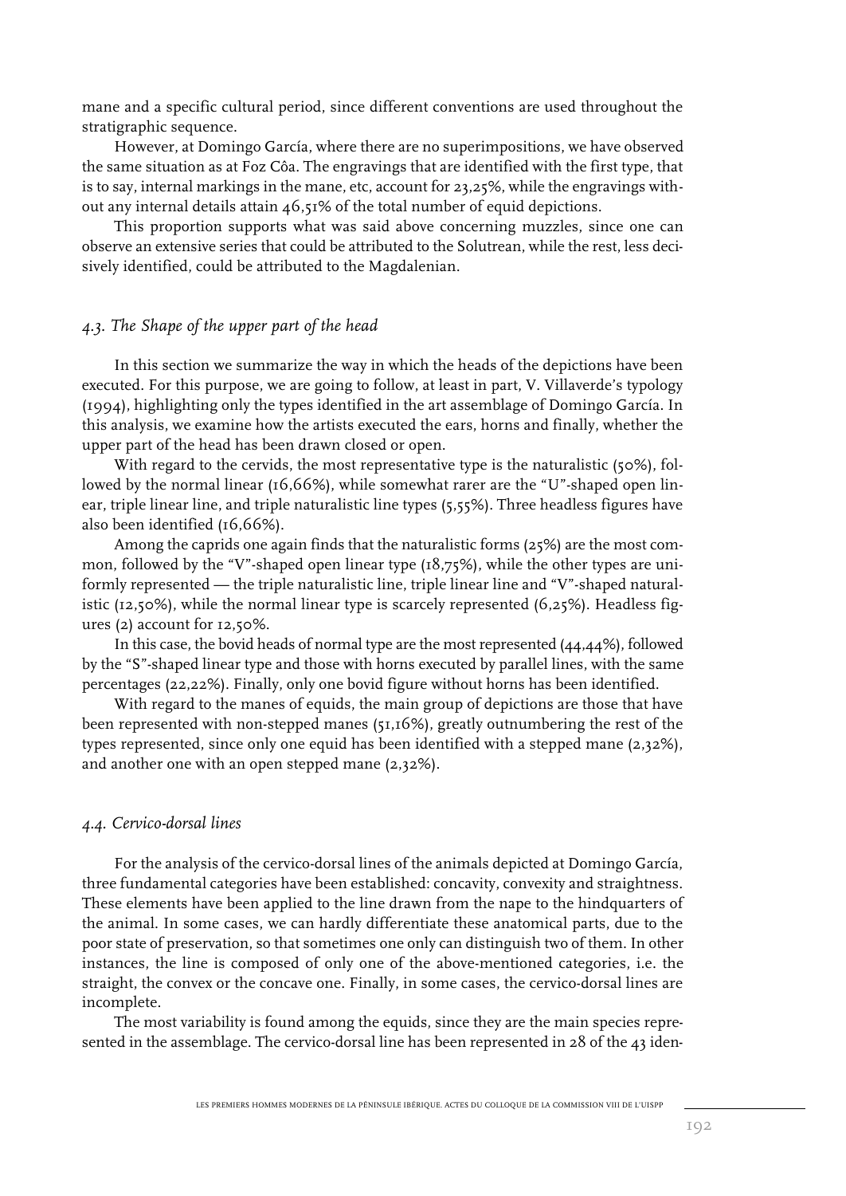mane and a specific cultural period, since different conventions are used throughout the stratigraphic sequence.

However, at Domingo García, where there are no superimpositions, we have observed the same situation as at Foz Côa. The engravings that are identified with the first type, that is to say, internal markings in the mane, etc, account for 23,25%, while the engravings without any internal details attain 46,51% of the total number of equid depictions.

This proportion supports what was said above concerning muzzles, since one can observe an extensive series that could be attributed to the Solutrean, while the rest, less decisively identified, could be attributed to the Magdalenian.

### *4.3. The Shape of the upper part of the head*

In this section we summarize the way in which the heads of the depictions have been executed. For this purpose, we are going to follow, at least in part, V. Villaverde's typology (1994), highlighting only the types identified in the art assemblage of Domingo García. In this analysis, we examine how the artists executed the ears, horns and finally, whether the upper part of the head has been drawn closed or open.

With regard to the cervids, the most representative type is the naturalistic (50%), followed by the normal linear (16,66%), while somewhat rarer are the "U"-shaped open linear, triple linear line, and triple naturalistic line types (5,55%). Three headless figures have also been identified (16,66%).

Among the caprids one again finds that the naturalistic forms (25%) are the most common, followed by the "V"-shaped open linear type (18,75%), while the other types are uniformly represented — the triple naturalistic line, triple linear line and "V"-shaped naturalistic (12,50%), while the normal linear type is scarcely represented (6,25%). Headless figures (2) account for 12,50%.

In this case, the bovid heads of normal type are the most represented (44,44%), followed by the "S"-shaped linear type and those with horns executed by parallel lines, with the same percentages (22,22%). Finally, only one bovid figure without horns has been identified.

With regard to the manes of equids, the main group of depictions are those that have been represented with non-stepped manes (51,16%), greatly outnumbering the rest of the types represented, since only one equid has been identified with a stepped mane (2,32%), and another one with an open stepped mane (2,32%).

### *4.4. Cervico-dorsal lines*

For the analysis of the cervico-dorsal lines of the animals depicted at Domingo García, three fundamental categories have been established: concavity, convexity and straightness. These elements have been applied to the line drawn from the nape to the hindquarters of the animal. In some cases, we can hardly differentiate these anatomical parts, due to the poor state of preservation, so that sometimes one only can distinguish two of them. In other instances, the line is composed of only one of the above-mentioned categories, i.e. the straight, the convex or the concave one. Finally, in some cases, the cervico-dorsal lines are incomplete.

The most variability is found among the equids, since they are the main species represented in the assemblage. The cervico-dorsal line has been represented in 28 of the 43 iden-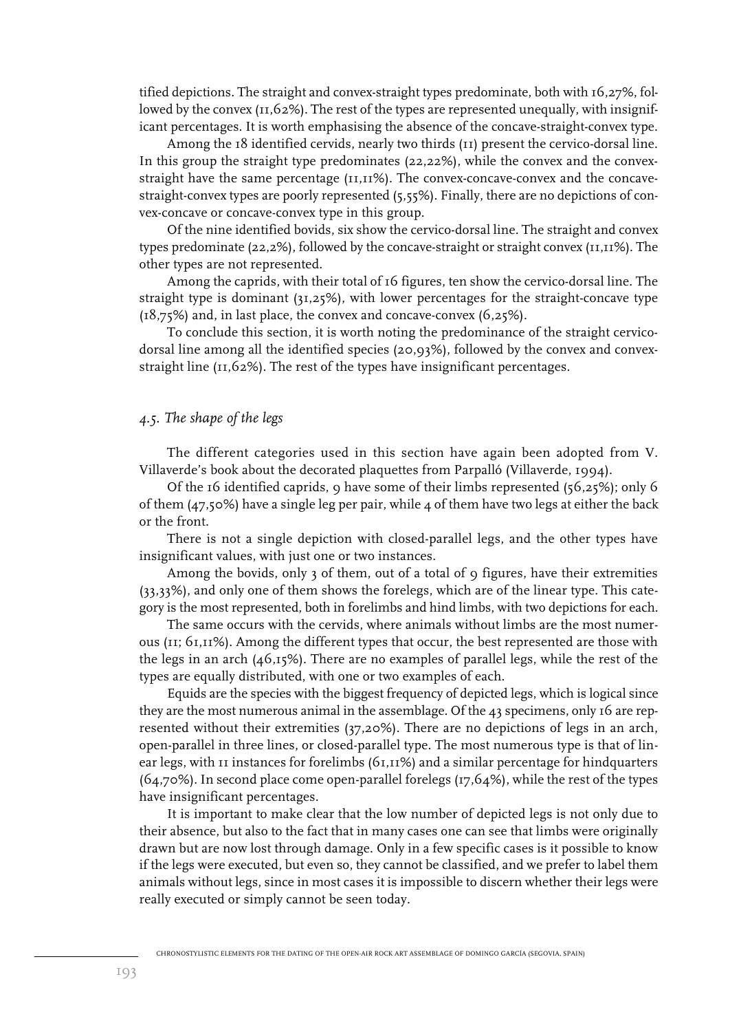tified depictions. The straight and convex-straight types predominate, both with 16,27%, followed by the convex (11,62%). The rest of the types are represented unequally, with insignificant percentages. It is worth emphasising the absence of the concave-straight-convex type.

Among the 18 identified cervids, nearly two thirds (11) present the cervico-dorsal line. In this group the straight type predominates (22,22%), while the convex and the convex-straight have the same percentage (11,11%). The convex-concave-convex and the concave-straight-convex types are poorly represented (5,55%). Finally, there are no depictions of convex-concave or concave-convex type in this group.

Of the nine identified bovids, six show the cervico-dorsal line. The straight and convex types predominate (22,2%), followed by the concave-straight or straight convex (11,11%). The other types are not represented.

Among the caprids, with their total of 16 figures, ten show the cervico-dorsal line. The straight type is dominant (31,25%), with lower percentages for the straight-concave type (18,75%) and, in last place, the convex and concave-convex (6,25%).

To conclude this section, it is worth noting the predominance of the straight cervico-dorsal line among all the identified species (20,93%), followed by the convex and convex-straight line (11,62%). The rest of the types have insignificant percentages.

## *4.5. The shape of the legs*

The different categories used in this section have again been adopted from V. Villaverde's book about the decorated plaquettes from Parpalló (Villaverde, 1994).

Of the 16 identified caprids, 9 have some of their limbs represented (56,25%); only 6 of them (47,50%) have a single leg per pair, while 4 of them have two legs at either the back or the front.

There is not a single depiction with closed-parallel legs, and the other types have insignificant values, with just one or two instances.

Among the bovids, only 3 of them, out of a total of 9 figures, have their extremities (33,33%), and only one of them shows the forelegs, which are of the linear type. This category is the most represented, both in forelimbs and hind limbs, with two depictions for each.

The same occurs with the cervids, where animals without limbs are the most numerous (11; 61,11%). Among the different types that occur, the best represented are those with the legs in an arch (46,15%). There are no examples of parallel legs, while the rest of the types are equally distributed, with one or two examples of each.

Equids are the species with the biggest frequency of depicted legs, which is logical since they are the most numerous animal in the assemblage. Of the 43 specimens, only 16 are represented without their extremities (37,20%). There are no depictions of legs in an arch, open-parallel in three lines, or closed-parallel type. The most numerous type is that of linear legs, with 11 instances for forelimbs (61,11%) and a similar percentage for hindquarters (64,70%). In second place come open-parallel forelegs (17,64%), while the rest of the types have insignificant percentages.

It is important to make clear that the low number of depicted legs is not only due to their absence, but also to the fact that in many cases one can see that limbs were originally drawn but are now lost through damage. Only in a few specific cases is it possible to know if the legs were executed, but even so, they cannot be classified, and we prefer to label them animals without legs, since in most cases it is impossible to discern whether their legs were really executed or simply cannot be seen today.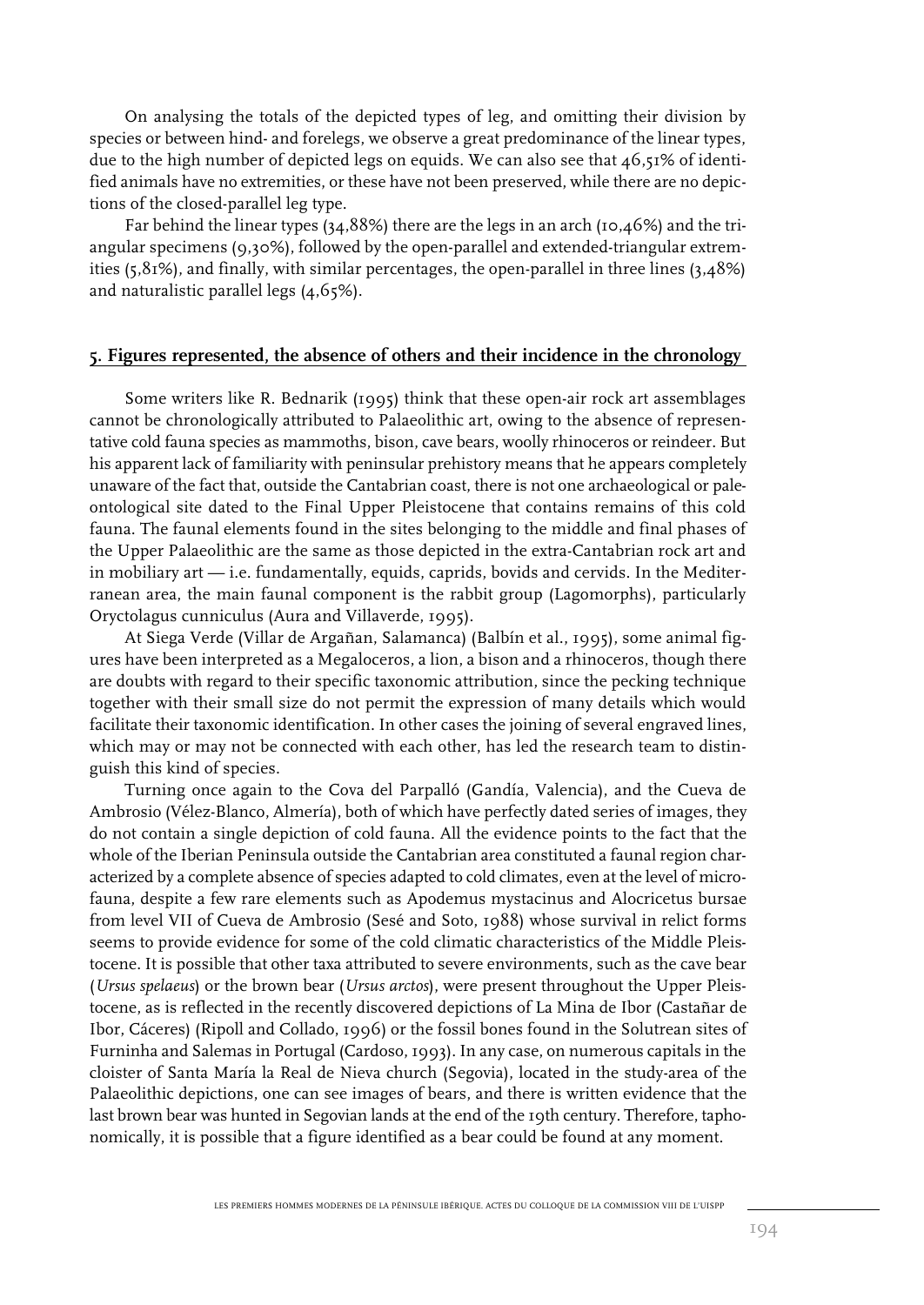On analysing the totals of the depicted types of leg, and omitting their division by species or between hind- and forelegs, we observe a great predominance of the linear types, due to the high number of depicted legs on equids. We can also see that 46,51% of identified animals have no extremities, or these have not been preserved, while there are no depictions of the closed-parallel leg type.

Far behind the linear types (34,88%) there are the legs in an arch (10,46%) and the triangular specimens (9,30%), followed by the open-parallel and extended-triangular extremities (5,81%), and finally, with similar percentages, the open-parallel in three lines (3,48%) and naturalistic parallel legs (4,65%).

## 5. Figures represented, the absence of others and their incidence in the chronology

Some writers like R. Bednarik (1995) think that these open-air rock art assemblages cannot be chronologically attributed to Palaeolithic art, owing to the absence of representative cold fauna species as mammoths, bison, cave bears, woolly rhinoceros or reindeer. But his apparent lack of familiarity with peninsular prehistory means that he appears completely unaware of the fact that, outside the Cantabrian coast, there is not one archaeological or paleontological site dated to the Final Upper Pleistocene that contains remains of this cold fauna. The faunal elements found in the sites belonging to the middle and final phases of the Upper Palaeolithic are the same as those depicted in the extra-Cantabrian rock art and in mobiliary art — i.e. fundamentally, equids, caprids, bovids and cervids. In the Mediterranean area, the main faunal component is the rabbit group (Lagomorphs), particularly Oryctolagus cunniculus (Aura and Villaverde, 1995).

At Siega Verde (Villar de Argañan, Salamanca) (Balbín et al., 1995), some animal figures have been interpreted as a Megaloceros, a lion, a bison and a rhinoceros, though there are doubts with regard to their specific taxonomic attribution, since the pecking technique together with their small size do not permit the expression of many details which would facilitate their taxonomic identification. In other cases the joining of several engraved lines, which may or may not be connected with each other, has led the research team to distinguish this kind of species.

Turning once again to the Cova del Parpalló (Gandía, Valencia), and the Cueva de Ambrosio (Vélez-Blanco, Almería), both of which have perfectly dated series of images, they do not contain a single depiction of cold fauna. All the evidence points to the fact that the whole of the Iberian Peninsula outside the Cantabrian area constituted a faunal region characterized by a complete absence of species adapted to cold climates, even at the level of microfauna, despite a few rare elements such as Apodemus mystacinus and Alocricetus bursae from level VII of Cueva de Ambrosio (Sesé and Soto, 1988) whose survival in relict forms seems to provide evidence for some of the cold climatic characteristics of the Middle Pleistocene. It is possible that other taxa attributed to severe environments, such as the cave bear (*Ursus spelaeus*) or the brown bear (*Ursus arctos*), were present throughout the Upper Pleistocene, as is reflected in the recently discovered depictions of La Mina de Ibor (Castañar de Ibor, Cáceres) (Ripoll and Collado, 1996) or the fossil bones found in the Solutrean sites of Furninha and Salemas in Portugal (Cardoso, 1993). In any case, on numerous capitals in the cloister of Santa María la Real de Nieva church (Segovia), located in the study-area of the Palaeolithic depictions, one can see images of bears, and there is written evidence that the last brown bear was hunted in Segovian lands at the end of the 19th century. Therefore, taphonomically, it is possible that a figure identified as a bear could be found at any moment.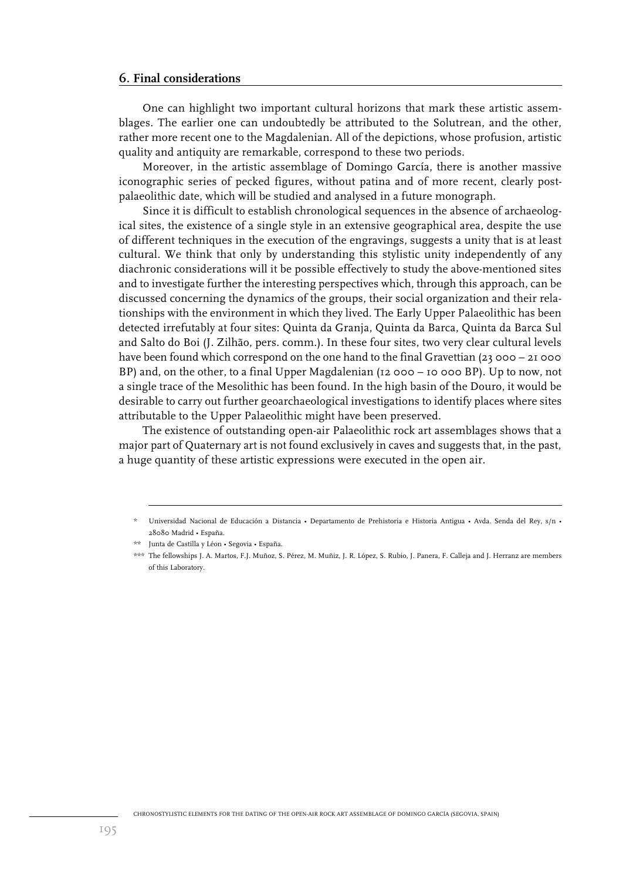## 6. Final considerations

One can highlight two important cultural horizons that mark these artistic assemblages. The earlier one can undoubtedly be attributed to the Solutrean, and the other, rather more recent one to the Magdalenian. All of the depictions, whose profusion, artistic quality and antiquity are remarkable, correspond to these two periods.

Moreover, in the artistic assemblage of Domingo García, there is another massive iconographic series of pecked figures, without patina and of more recent, clearly post-palaeolithic date, which will be studied and analysed in a future monograph.

Since it is difficult to establish chronological sequences in the absence of archaeological sites, the existence of a single style in an extensive geographical area, despite the use of different techniques in the execution of the engravings, suggests a unity that is at least cultural. We think that only by understanding this stylistic unity independently of any diachronic considerations will it be possible effectively to study the above-mentioned sites and to investigate further the interesting perspectives which, through this approach, can be discussed concerning the dynamics of the groups, their social organization and their relationships with the environment in which they lived. The Early Upper Palaeolithic has been detected irrefutably at four sites: Quinta da Granja, Quinta da Barca, Quinta da Barca Sul and Salto do Boi (J. Zilhão, pers. comm.). In these four sites, two very clear cultural levels have been found which correspond on the one hand to the final Gravettian (23 000 – 21 000 BP) and, on the other, to a final Upper Magdalenian (12 000 – 10 000 BP). Up to now, not a single trace of the Mesolithic has been found. In the high basin of the Douro, it would be desirable to carry out further geoarchaeological investigations to identify places where sites attributable to the Upper Palaeolithic might have been preserved.

The existence of outstanding open-air Palaeolithic rock art assemblages shows that a major part of Quaternary art is not found exclusively in caves and suggests that, in the past, a huge quantity of these artistic expressions were executed in the open air.

---

\* Universidad Nacional de Educación a Distancia • Departamento de Prehistoria e Historia Antigua • Avda. Senda del Rey, s/n • 28080 Madrid • España.

\*\* Junta de Castilla y Léon • Segovia • España.

\*\*\* The fellowships J. A. Martos, F.J. Muñoz, S. Pérez, M. Muñiz, J. R. López, S. Rubio, J. Panera, F. Calleja and J. Herranz are members of this Laboratory.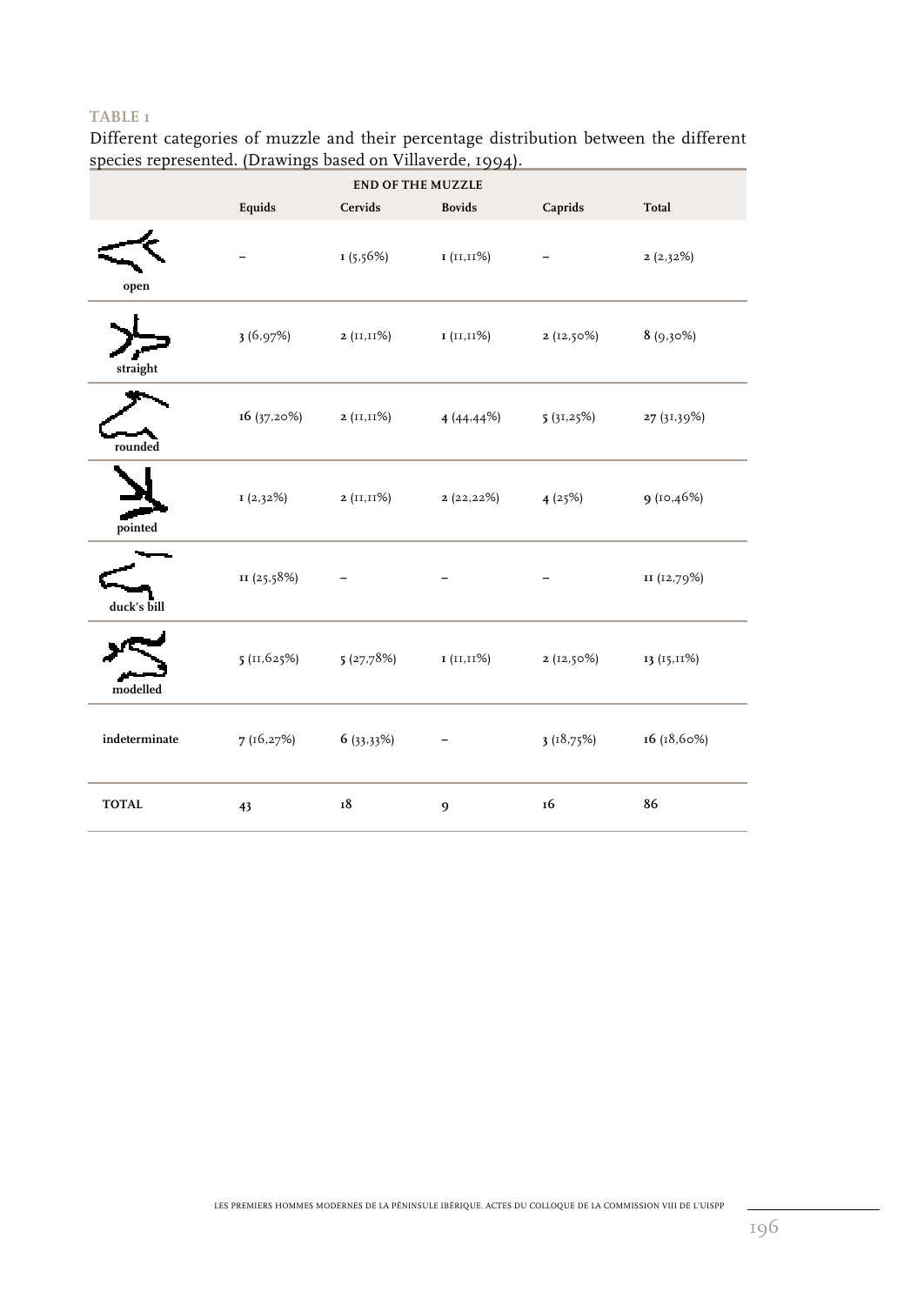**TABLE 1**

Different categories of muzzle and their percentage distribution between the different species represented. (Drawings based on Villaverde, 1994).

| END OF THE MUZZLE | | | | | |
|---|---|---|---|---|---|
| | Equids | Cervids | Bovids | Caprids | Total |
| open | – | 1 (5,56%) | 1 (11,11%) | – | 2 (2,32%) |
| straight | 3 (6,97%) | 2 (11,11%) | 1 (11,11%) | 2 (12,50%) | 8 (9,30%) |
| rounded | 16 (37,20%) | 2 (11,11%) | 4 (44,44%) | 5 (31,25%) | 27 (31,39%) |
| pointed | 1 (2,32%) | 2 (11,11%) | 2 (22,22%) | 4 (25%) | 9 (10,46%) |
| duck's bill | 11 (25,58%) | – | – | – | 11 (12,79%) |
| modelled | 5 (11,625%) | 5 (27,78%) | 1 (11,11%) | 2 (12,50%) | 13 (15,11%) |
| indeterminate | 7 (16,27%) | 6 (33,33%) | – | 3 (18,75%) | 16 (18,60%) |
| TOTAL | 43 | 18 | 9 | 16 | 86 |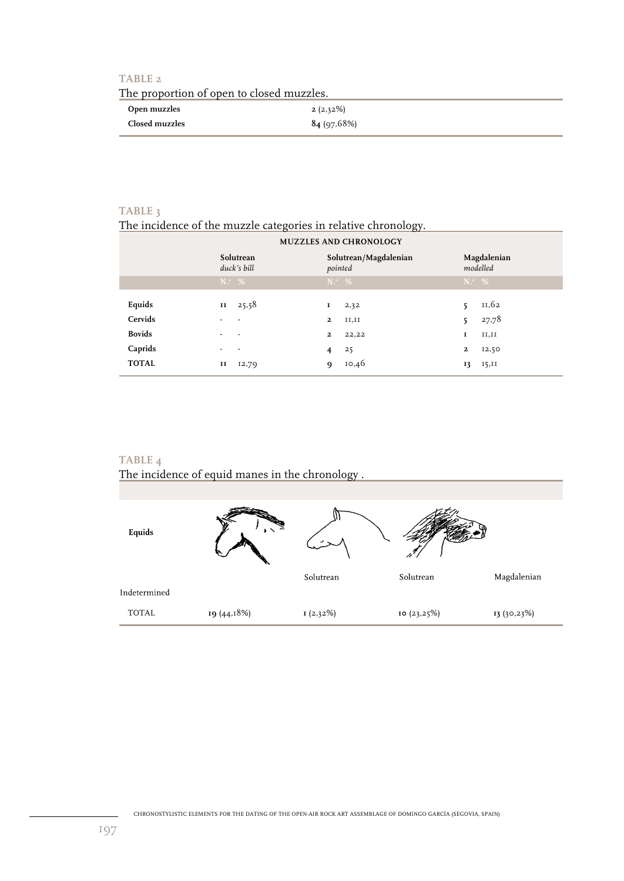**TABLE 2**

The proportion of open to closed muzzles.

| | |
|---|---|
| **Open muzzles** | **2** (2,32%) |
| **Closed muzzles** | **84** (97,68%) |

**TABLE 3**

The incidence of the muzzle categories in relative chronology.

| MUZZLES AND CHRONOLOGY | | | | | | |
|---|---|---|---|---|---|---|
| | Solutrean *duck's bill* | | Solutrean/Magdalenian *pointed* | | Magdalenian *modelled* | |
| | N.º | % | N.º | % | N.º | % |
| **Equids** | **11** | 25,58 | **1** | 2,32 | **5** | 11,62 |
| **Cervids** | - | - | **2** | 11,11 | **5** | 27,78 |
| **Bovids** | - | - | **2** | 22,22 | **1** | 11,11 |
| **Caprids** | - | - | **4** | 25 | **2** | 12,50 |
| **TOTAL** | **11** | 12,79 | **9** | 10,46 | **13** | 15,11 |

**TABLE 4**

The incidence of equid manes in the chronology .

| **Equids** | | | | |
|---|---|---|---|---|
| | Indetermined | Solutrean | Solutrean | Magdalenian |
| TOTAL | **19** (44,18%) | **1** (2,32%) | **10** (23,25%) | **13** (30,23%) |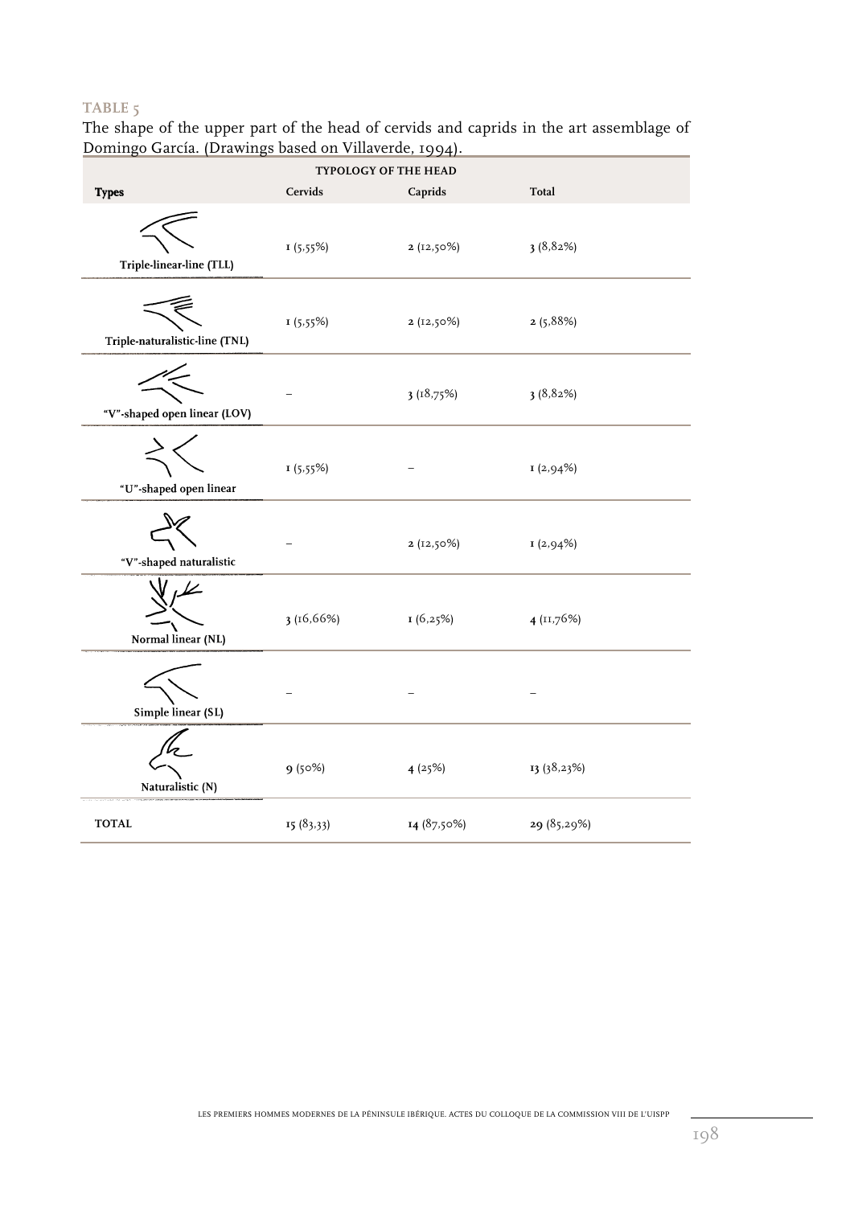**TABLE 5**

The shape of the upper part of the head of cervids and caprids in the art assemblage of Domingo García. (Drawings based on Villaverde, 1994).

| TYPOLOGY OF THE HEAD | | | |
|---|---|---|---|
| **Types** | Cervids | Caprids | Total |
| Triple-linear-line (TLL) | 1 (5,55%) | 2 (12,50%) | 3 (8,82%) |
| Triple-naturalistic-line (TNL) | 1 (5,55%) | 2 (12,50%) | 2 (5,88%) |
| "V"-shaped open linear (LOV) | – | 3 (18,75%) | 3 (8,82%) |
| "U"-shaped open linear | 1 (5,55%) | – | 1 (2,94%) |
| "V"-shaped naturalistic | – | 2 (12,50%) | 1 (2,94%) |
| Normal linear (NL) | 3 (16,66%) | 1 (6,25%) | 4 (11,76%) |
| Simple linear (SL) | – | – | – |
| Naturalistic (N) | 9 (50%) | 4 (25%) | 13 (38,23%) |
| TOTAL | 15 (83,33) | 14 (87,50%) | 29 (85,29%) |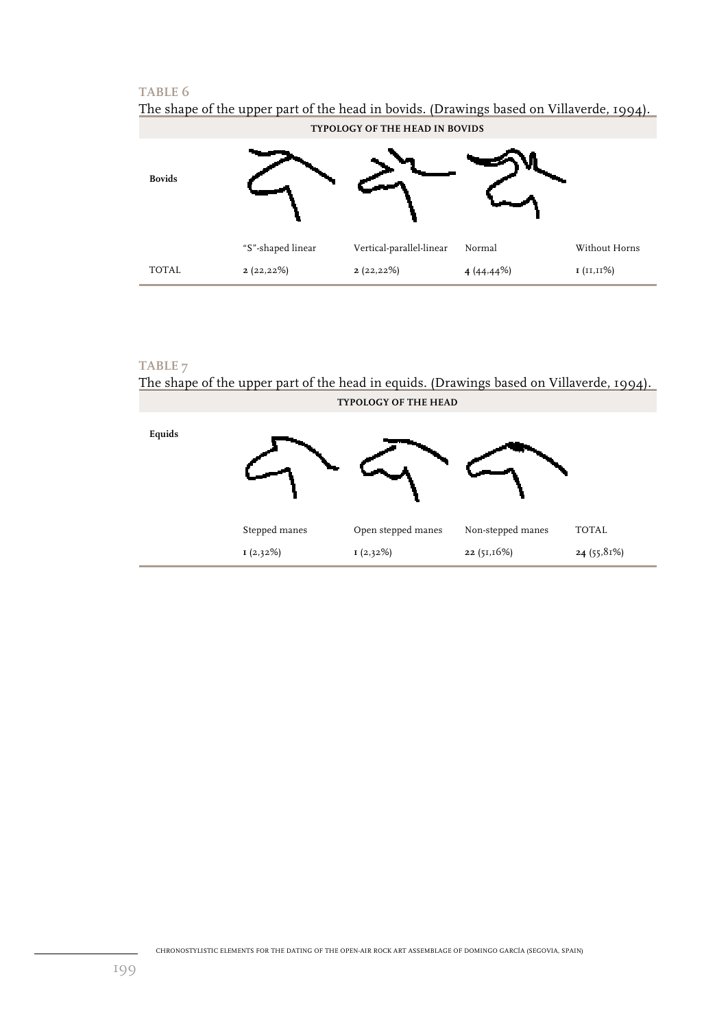**TABLE 6**

The shape of the upper part of the head in bovids. (Drawings based on Villaverde, 1994).

| TYPOLOGY OF THE HEAD IN BOVIDS | | | | |
|---|---|---|---|---|
| Bovids | | | | |
| | "S"-shaped linear | Vertical-parallel-linear | Normal | Without Horns |
| TOTAL | **2** (22,22%) | **2** (22,22%) | **4** (44,44%) | **1** (11,11%) |

**TABLE 7**

The shape of the upper part of the head in equids. (Drawings based on Villaverde, 1994).

| TYPOLOGY OF THE HEAD | | | | |
|---|---|---|---|---|
| Equids | | | | |
| | Stepped manes | Open stepped manes | Non-stepped manes | TOTAL |
| | **1** (2,32%) | **1** (2,32%) | **22** (51,16%) | **24** (55,81%) |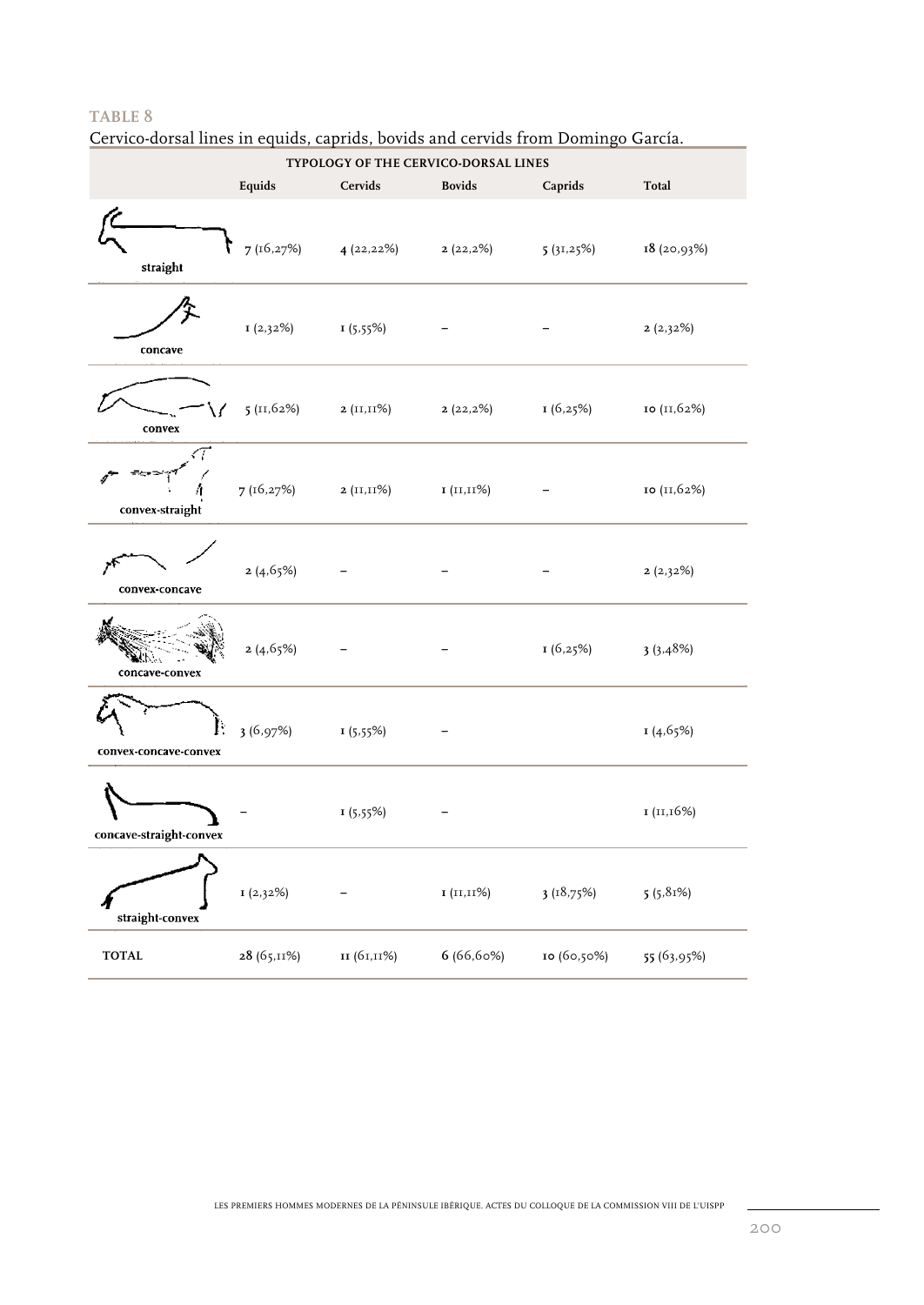**TABLE 8**

Cervico-dorsal lines in equids, caprids, bovids and cervids from Domingo García.

| TYPOLOGY OF THE CERVICO-DORSAL LINES | | | | | |
|---|---|---|---|---|---|
| | Equids | Cervids | Bovids | Caprids | Total |
| straight | 7 (16,27%) | 4 (22,22%) | 2 (22,2%) | 5 (31,25%) | 18 (20,93%) |
| concave | 1 (2,32%) | 1 (5,55%) | – | – | 2 (2,32%) |
| convex | 5 (11,62%) | 2 (11,11%) | 2 (22,2%) | 1 (6,25%) | 10 (11,62%) |
| convex-straight | 7 (16,27%) | 2 (11,11%) | 1 (11,11%) | – | 10 (11,62%) |
| convex-concave | 2 (4,65%) | – | – | – | 2 (2,32%) |
| concave-convex | 2 (4,65%) | – | – | 1 (6,25%) | 3 (3,48%) |
| convex-concave-convex | 3 (6,97%) | 1 (5,55%) | – | | 1 (4,65%) |
| concave-straight-convex | – | 1 (5,55%) | – | | 1 (11,16%) |
| straight-convex | 1 (2,32%) | – | 1 (11,11%) | 3 (18,75%) | 5 (5,81%) |
| TOTAL | 28 (65,11%) | 11 (61,11%) | 6 (66,60%) | 10 (60,50%) | 55 (63,95%) |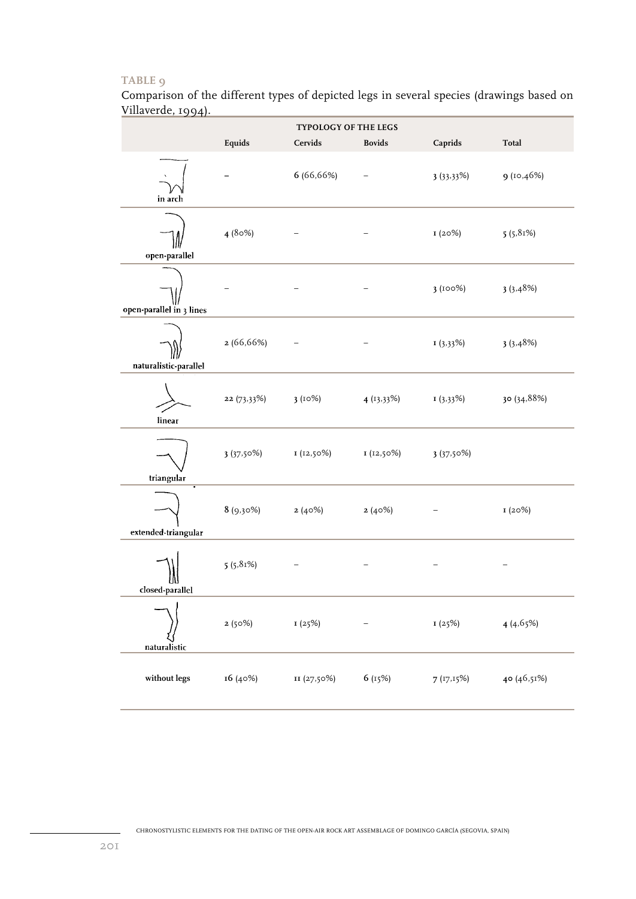**TABLE 9**

Comparison of the different types of depicted legs in several species (drawings based on Villaverde, 1994).

| | TYPOLOGY OF THE LEGS | | | | |
|---|---|---|---|---|---|
| | Equids | Cervids | Bovids | Caprids | Total |
| in arch | – | 6 (66,66%) | – | 3 (33,33%) | 9 (10,46%) |
| open-parallel | 4 (80%) | – | – | 1 (20%) | 5 (5,81%) |
| open-parallel in 3 lines | – | – | – | 3 (100%) | 3 (3,48%) |
| naturalistic-parallel | 2 (66,66%) | – | – | 1 (3,33%) | 3 (3,48%) |
| linear | 22 (73,33%) | 3 (10%) | 4 (13,33%) | 1 (3,33%) | 30 (34,88%) |
| triangular | 3 (37,50%) | 1 (12,50%) | 1 (12,50%) | 3 (37,50%) | |
| extended-triangular | 8 (9,30%) | 2 (40%) | 2 (40%) | – | 1 (20%) |
| closed-parallel | 5 (5,81%) | – | – | – | – |
| naturalistic | 2 (50%) | 1 (25%) | – | 1 (25%) | 4 (4,65%) |
| without legs | 16 (40%) | 11 (27,50%) | 6 (15%) | 7 (17,15%) | 40 (46,51%) |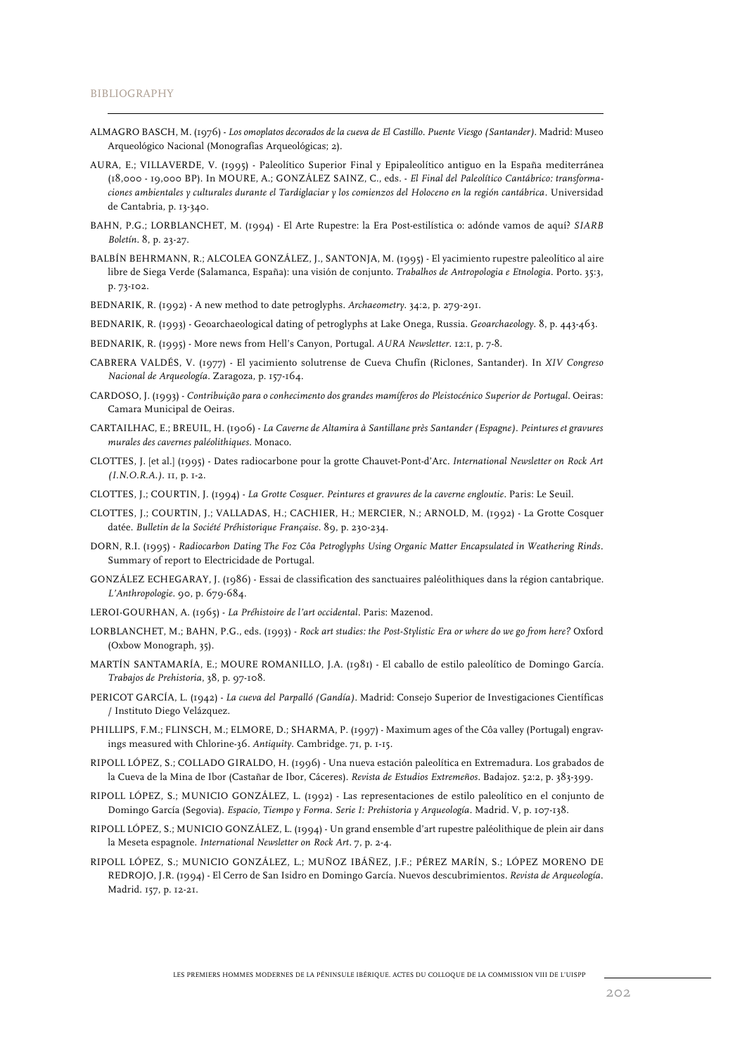## BIBLIOGRAPHY

ALMAGRO BASCH, M. (1976) - *Los omoplatos decorados de la cueva de El Castillo. Puente Viesgo (Santander)*. Madrid: Museo Arqueológico Nacional (Monografías Arqueológicas; 2).

AURA, E.; VILLAVERDE, V. (1995) - Paleolítico Superior Final y Epipaleolítico antiguo en la España mediterránea (18,000 - 19,000 BP). In MOURE, A.; GONZÁLEZ SAINZ, C., eds. - *El Final del Paleolítico Cantábrico: transformaciones ambientales y culturales durante el Tardiglaciar y los comienzos del Holoceno en la región cantábrica*. Universidad de Cantabria, p. 13-340.

BAHN, P.G.; LORBLANCHET, M. (1994) - El Arte Rupestre: la Era Post-estilística o: adónde vamos de aquí? *SIARB Boletín*. 8, p. 23-27.

BALBÍN BEHRMANN, R.; ALCOLEA GONZÁLEZ, J., SANTONJA, M. (1995) - El yacimiento rupestre paleolítico al aire libre de Siega Verde (Salamanca, España): una visión de conjunto. *Trabalhos de Antropologia e Etnologia*. Porto. 35:3, p. 73-102.

BEDNARIK, R. (1992) - A new method to date petroglyphs. *Archaeometry*. 34:2, p. 279-291.

BEDNARIK, R. (1993) - Geoarchaeological dating of petroglyphs at Lake Onega, Russia. *Geoarchaeology*. 8, p. 443-463.

BEDNARIK, R. (1995) - More news from Hell's Canyon, Portugal. *AURA Newsletter*. 12:1, p. 7-8.

CABRERA VALDÉS, V. (1977) - El yacimiento solutrense de Cueva Chufín (Riclones, Santander). In *XIV Congreso Nacional de Arqueología*. Zaragoza, p. 157-164.

CARDOSO, J. (1993) - *Contribuição para o conhecimento dos grandes mamíferos do Pleistocénico Superior de Portugal*. Oeiras: Camara Municipal de Oeiras.

CARTAILHAC, E.; BREUIL, H. (1906) - *La Caverne de Altamira à Santillane près Santander (Espagne). Peintures et gravures murales des cavernes paléolithiques*. Monaco.

CLOTTES, J. [et al.] (1995) - Dates radiocarbone pour la grotte Chauvet-Pont-d'Arc. *International Newsletter on Rock Art (I.N.O.R.A.)*. 11, p. 1-2.

CLOTTES, J.; COURTIN, J. (1994) - *La Grotte Cosquer. Peintures et gravures de la caverne engloutie*. Paris: Le Seuil.

CLOTTES, J.; COURTIN, J.; VALLADAS, H.; CACHIER, H.; MERCIER, N.; ARNOLD, M. (1992) - La Grotte Cosquer datée. *Bulletin de la Société Préhistorique Française*. 89, p. 230-234.

DORN, R.I. (1995) - *Radiocarbon Dating The Foz Côa Petroglyphs Using Organic Matter Encapsulated in Weathering Rinds*. Summary of report to Electricidade de Portugal.

GONZÁLEZ ECHEGARAY, J. (1986) - Essai de classification des sanctuaires paléolithiques dans la région cantabrique. *L'Anthropologie*. 90, p. 679-684.

LEROI-GOURHAN, A. (1965) - *La Préhistoire de l'art occidental*. Paris: Mazenod.

LORBLANCHET, M.; BAHN, P.G., eds. (1993) - *Rock art studies: the Post-Stylistic Era or where do we go from here?* Oxford (Oxbow Monograph, 35).

MARTÍN SANTAMARÍA, E.; MOURE ROMANILLO, J.A. (1981) - El caballo de estilo paleolítico de Domingo García. *Trabajos de Prehistoria*, 38, p. 97-108.

PERICOT GARCÍA, L. (1942) - *La cueva del Parpalló (Gandía)*. Madrid: Consejo Superior de Investigaciones Científicas / Instituto Diego Velázquez.

PHILLIPS, F.M.; FLINSCH, M.; ELMORE, D.; SHARMA, P. (1997) - Maximum ages of the Côa valley (Portugal) engravings measured with Chlorine-36. *Antiquity*. Cambridge. 71, p. 1-15.

RIPOLL LÓPEZ, S.; COLLADO GIRALDO, H. (1996) - Una nueva estación paleolítica en Extremadura. Los grabados de la Cueva de la Mina de Ibor (Castañar de Ibor, Cáceres). *Revista de Estudios Extremeños*. Badajoz. 52:2, p. 383-399.

RIPOLL LÓPEZ, S.; MUNICIO GONZÁLEZ, L. (1992) - Las representaciones de estilo paleolítico en el conjunto de Domingo García (Segovia). *Espacio, Tiempo y Forma. Serie I: Prehistoria y Arqueología*. Madrid. V, p. 107-138.

RIPOLL LÓPEZ, S.; MUNICIO GONZÁLEZ, L. (1994) - Un grand ensemble d'art rupestre paléolithique de plein air dans la Meseta espagnole. *International Newsletter on Rock Art*. 7, p. 2-4.

RIPOLL LÓPEZ, S.; MUNICIO GONZÁLEZ, L.; MUÑOZ IBÁÑEZ, J.F.; PÉREZ MARÍN, S.; LÓPEZ MORENO DE REDROJO, J.R. (1994) - El Cerro de San Isidro en Domingo García. Nuevos descubrimientos. *Revista de Arqueología*. Madrid. 157, p. 12-21.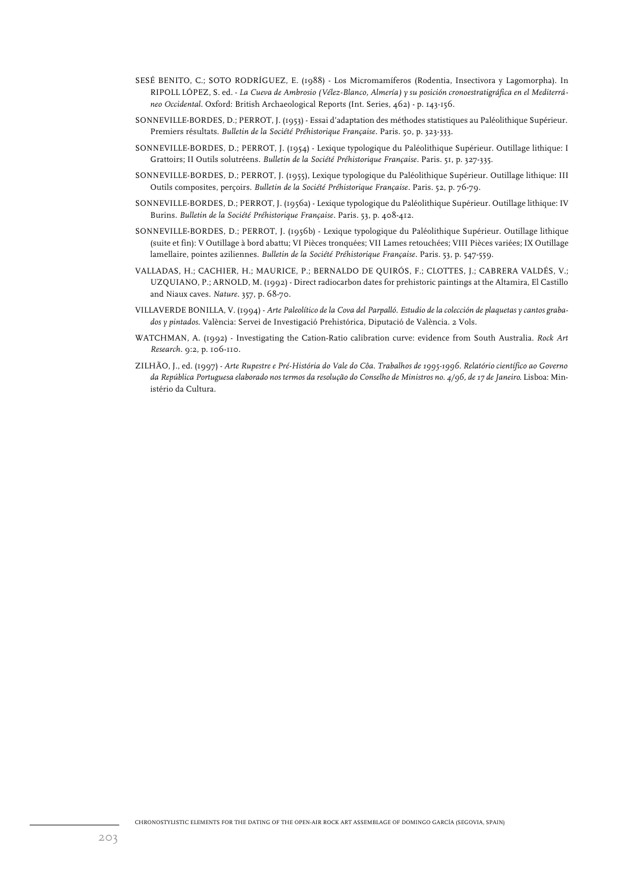SESÉ BENITO, C.; SOTO RODRÍGUEZ, E. (1988) - Los Micromamíferos (Rodentia, Insectivora y Lagomorpha). In RIPOLL LÓPEZ, S. ed. - *La Cueva de Ambrosio (Vélez-Blanco, Almería) y su posición cronoestratigráfica en el Mediterráneo Occidental*. Oxford: British Archaeological Reports (Int. Series, 462) - p. 143-156.

SONNEVILLE-BORDES, D.; PERROT, J. (1953) - Essai d'adaptation des méthodes statistiques au Paléolithique Supérieur. Premiers résultats. *Bulletin de la Société Préhistorique Française*. Paris. 50, p. 323-333.

SONNEVILLE-BORDES, D.; PERROT, J. (1954) - Lexique typologique du Paléolithique Supérieur. Outillage lithique: I Grattoirs; II Outils solutréens. *Bulletin de la Société Préhistorique Française*. Paris. 51, p. 327-335.

SONNEVILLE-BORDES, D.; PERROT, J. (1955), Lexique typologique du Paléolithique Supérieur. Outillage lithique: III Outils composites, perçoirs. *Bulletin de la Société Préhistorique Française*. Paris. 52, p. 76-79.

SONNEVILLE-BORDES, D.; PERROT, J. (1956a) - Lexique typologique du Paléolithique Supérieur. Outillage lithique: IV Burins. *Bulletin de la Société Préhistorique Française*. Paris. 53, p. 408-412.

SONNEVILLE-BORDES, D.; PERROT, J. (1956b) - Lexique typologique du Paléolithique Supérieur. Outillage lithique (suite et fin): V Outillage à bord abattu; VI Pièces tronquées; VII Lames retouchées; VIII Pièces variées; IX Outillage lamellaire, pointes aziliennes. *Bulletin de la Société Préhistorique Française*. Paris. 53, p. 547-559.

VALLADAS, H.; CACHIER, H.; MAURICE, P.; BERNALDO DE QUIRÓS, F.; CLOTTES, J.; CABRERA VALDÉS, V.; UZQUIANO, P.; ARNOLD, M. (1992) - Direct radiocarbon dates for prehistoric paintings at the Altamira, El Castillo and Niaux caves. *Nature*. 357, p. 68-70.

VILLAVERDE BONILLA, V. (1994) - *Arte Paleolítico de la Cova del Parpalló. Estudio de la colección de plaquetas y cantos grabados y pintados*. València: Servei de Investigació Prehistórica, Diputació de València. 2 Vols.

WATCHMAN, A. (1992) - Investigating the Cation-Ratio calibration curve: evidence from South Australia. *Rock Art Research*. 9:2, p. 106-110.

ZILHÃO, J., ed. (1997) - *Arte Rupestre e Pré-História do Vale do Côa. Trabalhos de 1995-1996. Relatório científico ao Governo da República Portuguesa elaborado nos termos da resolução do Conselho de Ministros no. 4/96, de 17 de Janeiro.* Lisboa: Ministério da Cultura.